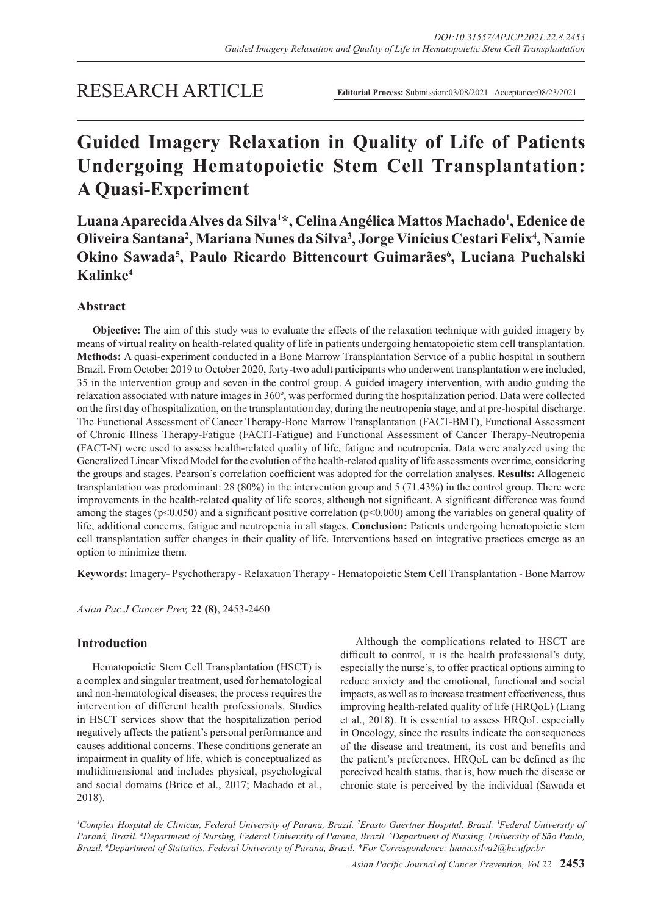RESEARCH ARTICLE

**Editorial Process:** Submission:03/08/2021 Acceptance:08/23/2021

# Guided Imagery Relaxation in Quality of Life of Patients Undergoing Hematopoietic Stem Cell Transplantation: A Quasi-Experiment

**Luana Aparecida Alves da Silva[1]*, Celina Angélica Mattos Machado[1], Edenice de Oliveira Santana[2], Mariana Nunes da Silva[3], Jorge Vinícius Cestari Felix[4], Namie Okino Sawada[5], Paulo Ricardo Bittencourt Guimarães[6], Luciana Puchalski Kalinke[4]**

## Abstract

**Objective:** The aim of this study was to evaluate the effects of the relaxation technique with guided imagery by means of virtual reality on health-related quality of life in patients undergoing hematopoietic stem cell transplantation. **Methods:** A quasi-experiment conducted in a Bone Marrow Transplantation Service of a public hospital in southern Brazil. From October 2019 to October 2020, forty-two adult participants who underwent transplantation were included, 35 in the intervention group and seven in the control group. A guided imagery intervention, with audio guiding the relaxation associated with nature images in 360º, was performed during the hospitalization period. Data were collected on the first day of hospitalization, on the transplantation day, during the neutropenia stage, and at pre-hospital discharge. The Functional Assessment of Cancer Therapy-Bone Marrow Transplantation (FACT-BMT), Functional Assessment of Chronic Illness Therapy-Fatigue (FACIT-Fatigue) and Functional Assessment of Cancer Therapy-Neutropenia (FACT-N) were used to assess health-related quality of life, fatigue and neutropenia. Data were analyzed using the Generalized Linear Mixed Model for the evolution of the health-related quality of life assessments over time, considering the groups and stages. Pearson's correlation coefficient was adopted for the correlation analyses. **Results:** Allogeneic transplantation was predominant: 28 (80%) in the intervention group and 5 (71.43%) in the control group. There were improvements in the health-related quality of life scores, although not significant. A significant difference was found among the stages ($p<0.050$) and a significant positive correlation ($p<0.000$) among the variables on general quality of life, additional concerns, fatigue and neutropenia in all stages. **Conclusion:** Patients undergoing hematopoietic stem cell transplantation suffer changes in their quality of life. Interventions based on integrative practices emerge as an option to minimize them.

**Keywords:** Imagery- Psychotherapy - Relaxation Therapy - Hematopoietic Stem Cell Transplantation - Bone Marrow

*Asian Pac J Cancer Prev,* **22 (8)**, 2453-2460

## Introduction

Hematopoietic Stem Cell Transplantation (HSCT) is a complex and singular treatment, used for hematological and non-hematological diseases; the process requires the intervention of different health professionals. Studies in HSCT services show that the hospitalization period negatively affects the patient's personal performance and causes additional concerns. These conditions generate an impairment in quality of life, which is conceptualized as multidimensional and includes physical, psychological and social domains (Brice et al., 2017; Machado et al., 2018).

Although the complications related to HSCT are difficult to control, it is the health professional's duty, especially the nurse's, to offer practical options aiming to reduce anxiety and the emotional, functional and social impacts, as well as to increase treatment effectiveness, thus improving health-related quality of life (HRQoL) (Liang et al., 2018). It is essential to assess HRQoL especially in Oncology, since the results indicate the consequences of the disease and treatment, its cost and benefits and the patient's preferences. HRQoL can be defined as the perceived health status, that is, how much the disease or chronic state is perceived by the individual (Sawada et

[1]Complex Hospital de Clinicas, Federal University of Parana, Brazil. [2]Erasto Gaertner Hospital, Brazil. [3]Federal University of Paraná, Brazil. [4]Department of Nursing, Federal University of Parana, Brazil. [5]Department of Nursing, University of São Paulo, Brazil. [6]Department of Statistics, Federal University of Parana, Brazil. *For Correspondence: luana.silva2@hc.ufpr.br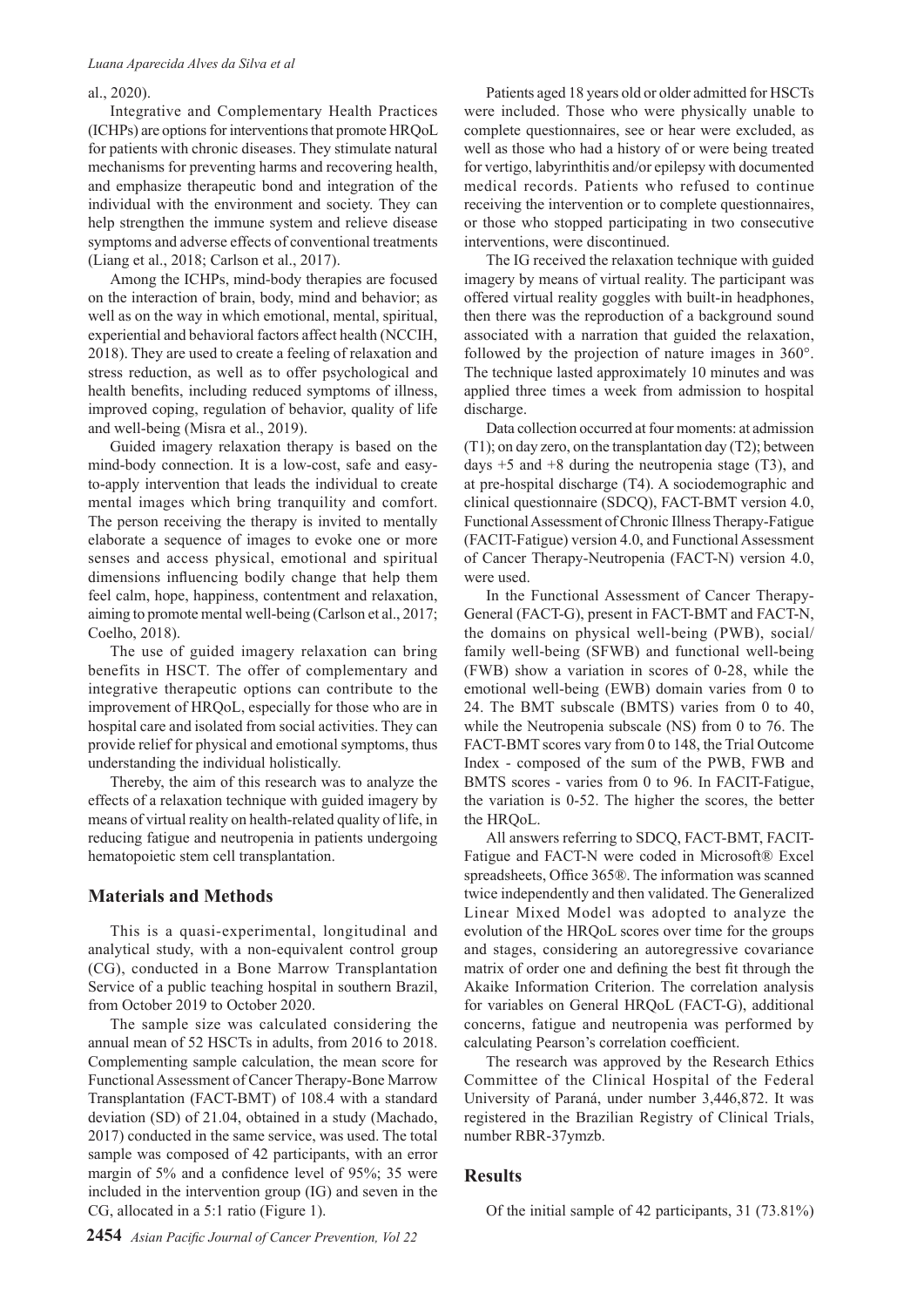al., 2020).

Integrative and Complementary Health Practices (ICHPs) are options for interventions that promote HRQoL for patients with chronic diseases. They stimulate natural mechanisms for preventing harms and recovering health, and emphasize therapeutic bond and integration of the individual with the environment and society. They can help strengthen the immune system and relieve disease symptoms and adverse effects of conventional treatments (Liang et al., 2018; Carlson et al., 2017).

Among the ICHPs, mind-body therapies are focused on the interaction of brain, body, mind and behavior; as well as on the way in which emotional, mental, spiritual, experiential and behavioral factors affect health (NCCIH, 2018). They are used to create a feeling of relaxation and stress reduction, as well as to offer psychological and health benefits, including reduced symptoms of illness, improved coping, regulation of behavior, quality of life and well-being (Misra et al., 2019).

Guided imagery relaxation therapy is based on the mind-body connection. It is a low-cost, safe and easy-to-apply intervention that leads the individual to create mental images which bring tranquility and comfort. The person receiving the therapy is invited to mentally elaborate a sequence of images to evoke one or more senses and access physical, emotional and spiritual dimensions influencing bodily change that help them feel calm, hope, happiness, contentment and relaxation, aiming to promote mental well-being (Carlson et al., 2017; Coelho, 2018).

The use of guided imagery relaxation can bring benefits in HSCT. The offer of complementary and integrative therapeutic options can contribute to the improvement of HRQoL, especially for those who are in hospital care and isolated from social activities. They can provide relief for physical and emotional symptoms, thus understanding the individual holistically.

Thereby, the aim of this research was to analyze the effects of a relaxation technique with guided imagery by means of virtual reality on health-related quality of life, in reducing fatigue and neutropenia in patients undergoing hematopoietic stem cell transplantation.

## Materials and Methods

This is a quasi-experimental, longitudinal and analytical study, with a non-equivalent control group (CG), conducted in a Bone Marrow Transplantation Service of a public teaching hospital in southern Brazil, from October 2019 to October 2020.

The sample size was calculated considering the annual mean of 52 HSCTs in adults, from 2016 to 2018. Complementing sample calculation, the mean score for Functional Assessment of Cancer Therapy-Bone Marrow Transplantation (FACT-BMT) of 108.4 with a standard deviation (SD) of 21.04, obtained in a study (Machado, 2017) conducted in the same service, was used. The total sample was composed of 42 participants, with an error margin of 5% and a confidence level of 95%; 35 were included in the intervention group (IG) and seven in the CG, allocated in a 5:1 ratio (Figure 1).

Patients aged 18 years old or older admitted for HSCTs were included. Those who were physically unable to complete questionnaires, see or hear were excluded, as well as those who had a history of or were being treated for vertigo, labyrinthitis and/or epilepsy with documented medical records. Patients who refused to continue receiving the intervention or to complete questionnaires, or those who stopped participating in two consecutive interventions, were discontinued.

The IG received the relaxation technique with guided imagery by means of virtual reality. The participant was offered virtual reality goggles with built-in headphones, then there was the reproduction of a background sound associated with a narration that guided the relaxation, followed by the projection of nature images in 360°. The technique lasted approximately 10 minutes and was applied three times a week from admission to hospital discharge.

Data collection occurred at four moments: at admission (T1); on day zero, on the transplantation day (T2); between days +5 and +8 during the neutropenia stage (T3), and at pre-hospital discharge (T4). A sociodemographic and clinical questionnaire (SDCQ), FACT-BMT version 4.0, Functional Assessment of Chronic Illness Therapy-Fatigue (FACIT-Fatigue) version 4.0, and Functional Assessment of Cancer Therapy-Neutropenia (FACT-N) version 4.0, were used.

In the Functional Assessment of Cancer Therapy-General (FACT-G), present in FACT-BMT and FACT-N, the domains on physical well-being (PWB), social/family well-being (SFWB) and functional well-being (FWB) show a variation in scores of 0-28, while the emotional well-being (EWB) domain varies from 0 to 24. The BMT subscale (BMTS) varies from 0 to 40, while the Neutropenia subscale (NS) from 0 to 76. The FACT-BMT scores vary from 0 to 148, the Trial Outcome Index - composed of the sum of the PWB, FWB and BMTS scores - varies from 0 to 96. In FACIT-Fatigue, the variation is 0-52. The higher the scores, the better the HRQoL.

All answers referring to SDCQ, FACT-BMT, FACIT-Fatigue and FACT-N were coded in Microsoft® Excel spreadsheets, Office 365®. The information was scanned twice independently and then validated. The Generalized Linear Mixed Model was adopted to analyze the evolution of the HRQoL scores over time for the groups and stages, considering an autoregressive covariance matrix of order one and defining the best fit through the Akaike Information Criterion. The correlation analysis for variables on General HRQoL (FACT-G), additional concerns, fatigue and neutropenia was performed by calculating Pearson's correlation coefficient.

The research was approved by the Research Ethics Committee of the Clinical Hospital of the Federal University of Paraná, under number 3,446,872. It was registered in the Brazilian Registry of Clinical Trials, number RBR-37ymzb.

## Results

Of the initial sample of 42 participants, 31 (73.81%)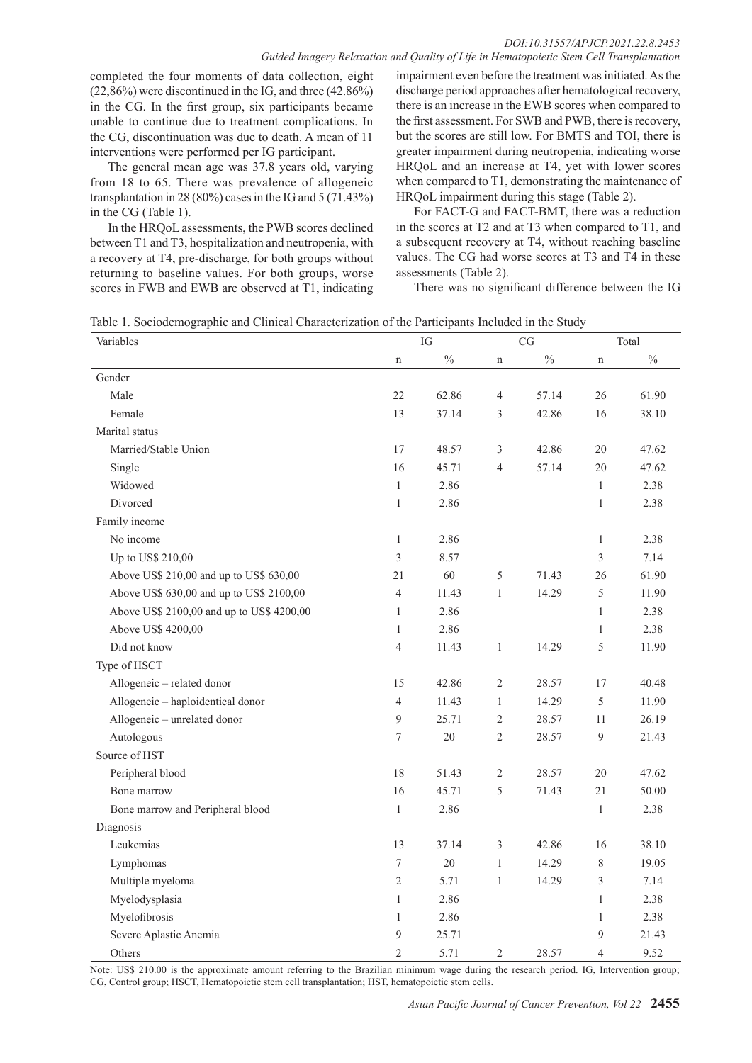completed the four moments of data collection, eight (22,86%) were discontinued in the IG, and three (42.86%) in the CG. In the first group, six participants became unable to continue due to treatment complications. In the CG, discontinuation was due to death. A mean of 11 interventions were performed per IG participant.

The general mean age was 37.8 years old, varying from 18 to 65. There was prevalence of allogeneic transplantation in 28 (80%) cases in the IG and 5 (71.43%) in the CG (Table 1).

In the HRQoL assessments, the PWB scores declined between T1 and T3, hospitalization and neutropenia, with a recovery at T4, pre-discharge, for both groups without returning to baseline values. For both groups, worse scores in FWB and EWB are observed at T1, indicating impairment even before the treatment was initiated. As the discharge period approaches after hematological recovery, there is an increase in the EWB scores when compared to the first assessment. For SWB and PWB, there is recovery, but the scores are still low. For BMTS and TOI, there is greater impairment during neutropenia, indicating worse HRQoL and an increase at T4, yet with lower scores when compared to T1, demonstrating the maintenance of HRQoL impairment during this stage (Table 2).

For FACT-G and FACT-BMT, there was a reduction in the scores at T2 and at T3 when compared to T1, and a subsequent recovery at T4, without reaching baseline values. The CG had worse scores at T3 and T4 in these assessments (Table 2).

There was no significant difference between the IG

Table 1. Sociodemographic and Clinical Characterization of the Participants Included in the Study

| Variables | IG | | CG | | Total | |
|---|---|---|---|---|---|---|
| | n | % | n | % | n | % |
| Gender | | | | | | |
| Male | 22 | 62.86 | 4 | 57.14 | 26 | 61.90 |
| Female | 13 | 37.14 | 3 | 42.86 | 16 | 38.10 |
| Marital status | | | | | | |
| Married/Stable Union | 17 | 48.57 | 3 | 42.86 | 20 | 47.62 |
| Single | 16 | 45.71 | 4 | 57.14 | 20 | 47.62 |
| Widowed | 1 | 2.86 | | | 1 | 2.38 |
| Divorced | 1 | 2.86 | | | 1 | 2.38 |
| Family income | | | | | | |
| No income | 1 | 2.86 | | | 1 | 2.38 |
| Up to US$ 210,00 | 3 | 8.57 | | | 3 | 7.14 |
| Above US$ 210,00 and up to US$ 630,00 | 21 | 60 | 5 | 71.43 | 26 | 61.90 |
| Above US$ 630,00 and up to US$ 2100,00 | 4 | 11.43 | 1 | 14.29 | 5 | 11.90 |
| Above US$ 2100,00 and up to US$ 4200,00 | 1 | 2.86 | | | 1 | 2.38 |
| Above US$ 4200,00 | 1 | 2.86 | | | 1 | 2.38 |
| Did not know | 4 | 11.43 | 1 | 14.29 | 5 | 11.90 |
| Type of HSCT | | | | | | |
| Allogeneic – related donor | 15 | 42.86 | 2 | 28.57 | 17 | 40.48 |
| Allogeneic – haploidentical donor | 4 | 11.43 | 1 | 14.29 | 5 | 11.90 |
| Allogeneic – unrelated donor | 9 | 25.71 | 2 | 28.57 | 11 | 26.19 |
| Autologous | 7 | 20 | 2 | 28.57 | 9 | 21.43 |
| Source of HST | | | | | | |
| Peripheral blood | 18 | 51.43 | 2 | 28.57 | 20 | 47.62 |
| Bone marrow | 16 | 45.71 | 5 | 71.43 | 21 | 50.00 |
| Bone marrow and Peripheral blood | 1 | 2.86 | | | 1 | 2.38 |
| Diagnosis | | | | | | |
| Leukemias | 13 | 37.14 | 3 | 42.86 | 16 | 38.10 |
| Lymphomas | 7 | 20 | 1 | 14.29 | 8 | 19.05 |
| Multiple myeloma | 2 | 5.71 | 1 | 14.29 | 3 | 7.14 |
| Myelodysplasia | 1 | 2.86 | | | 1 | 2.38 |
| Myelofibrosis | 1 | 2.86 | | | 1 | 2.38 |
| Severe Aplastic Anemia | 9 | 25.71 | | | 9 | 21.43 |
| Others | 2 | 5.71 | 2 | 28.57 | 4 | 9.52 |

Note: US$ 210.00 is the approximate amount referring to the Brazilian minimum wage during the research period. IG, Intervention group; CG, Control group; HSCT, Hematopoietic stem cell transplantation; HST, hematopoietic stem cells.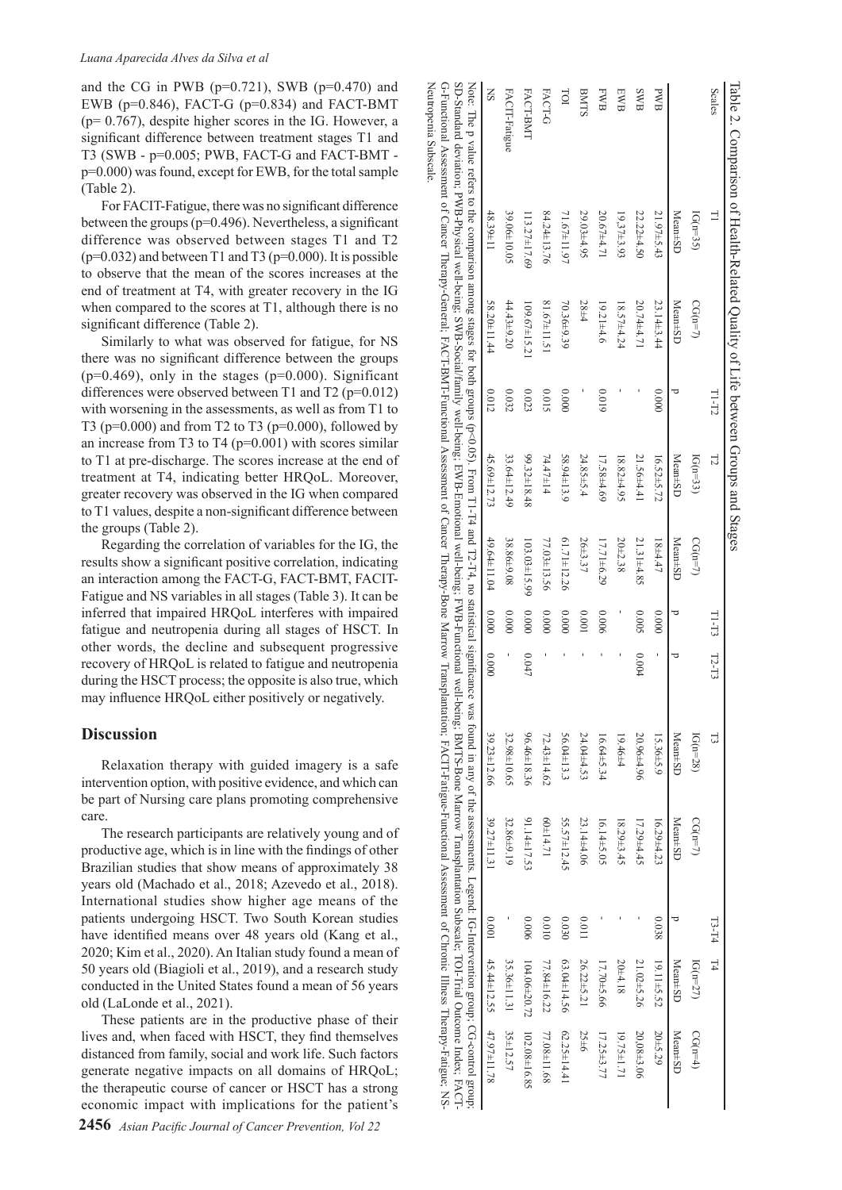and the CG in PWB (p=0.721), SWB (p=0.470) and EWB (p=0.846), FACT-G (p=0.834) and FACT-BMT (p= 0.767), despite higher scores in the IG. However, a significant difference between treatment stages T1 and T3 (SWB - p=0.005; PWB, FACT-G and FACT-BMT - p=0.000) was found, except for EWB, for the total sample (Table 2).

For FACIT-Fatigue, there was no significant difference between the groups (p=0.496). Nevertheless, a significant difference was observed between stages T1 and T2 (p=0.032) and between T1 and T3 (p=0.000). It is possible to observe that the mean of the scores increases at the end of treatment at T4, with greater recovery in the IG when compared to the scores at T1, although there is no significant difference (Table 2).

Similarly to what was observed for fatigue, for NS there was no significant difference between the groups (p=0.469), only in the stages (p=0.000). Significant differences were observed between T1 and T2 (p=0.012) with worsening in the assessments, as well as from T1 to T3 (p=0.000) and from T2 to T3 (p=0.000), followed by an increase from T3 to T4 (p=0.001) with scores similar to T1 at pre-discharge. The scores increase at the end of treatment at T4, indicating better HRQoL. Moreover, greater recovery was observed in the IG when compared to T1 values, despite a non-significant difference between the groups (Table 2).

Regarding the correlation of variables for the IG, the results show a significant positive correlation, indicating an interaction among the FACT-G, FACT-BMT, FACIT-Fatigue and NS variables in all stages (Table 3). It can be inferred that impaired HRQoL interferes with impaired fatigue and neutropenia during all stages of HSCT. In other words, the decline and subsequent progressive recovery of HRQoL is related to fatigue and neutropenia during the HSCT process; the opposite is also true, which may influence HRQoL either positively or negatively.

## Discussion

Relaxation therapy with guided imagery is a safe intervention option, with positive evidence, and which can be part of Nursing care plans promoting comprehensive care.

The research participants are relatively young and of productive age, which is in line with the findings of other Brazilian studies that show means of approximately 38 years old (Machado et al., 2018; Azevedo et al., 2018). International studies show higher age means of the patients undergoing HSCT. Two South Korean studies have identified means over 48 years old (Kang et al., 2020; Kim et al., 2020). An Italian study found a mean of 50 years old (Biagioli et al., 2019), and a research study conducted in the United States found a mean of 56 years old (LaLonde et al., 2021).

These patients are in the productive phase of their lives and, when faced with HSCT, they find themselves distanced from family, social and work life. Such factors generate negative impacts on all domains of HRQoL; the therapeutic course of cancer or HSCT has a strong economic impact with implications for the patient's

Table 2. Comparison of Health-Related Quality of Life between Groups and Stages

| Scales | T1 | | T1-T2 | T2 | | T1-T3 | T2-T3 | T3 | | T3-T4 | T4 | |
|---|---|---|---|---|---|---|---|---|---|---|---|---|
| | IG(n=35) | CG(n=7) | | IG(n=33) | CG(n=7) | | | IG(n=28) | CG(n=7) | | IG(n=27) | CG(n=4) |
| | Mean±SD | Mean±SD | p | Mean±SD | Mean±SD | p | p | Mean±SD | Mean±SD | p | Mean±SD | Mean±SD |
| PWB | 21.97±5.43 | 23.14±3.44 | 0.000 | 16.52±5.72 | 18±4.47 | 0.000 | - | 15.36±5.9 | 16.29±4.23 | 0.038 | 19.11±5.52 | 20±5.29 |
| SWB | 22.22±4.50 | 20.74±4.71 | - | 21.56±4.41 | 21.31±4.85 | 0.005 | 0.004 | 20.96±4.96 | 17.29±4.45 | - | 21.02±5.26 | 20.08±3.06 |
| EWB | 19.37±3.93 | 18.57±4.24 | - | 18.82±4.95 | 20±2.38 | - | - | 19.46±4 | 18.29±3.45 | - | 20±4.18 | 19.75±1.71 |
| FWB | 20.67±4.71 | 19.21±4.6 | 0.019 | 17.58±4.69 | 17.71±6.29 | 0.006 | - | 16.64±5.34 | 16.14±5.05 | - | 17.70±5.66 | 17.25±3.77 |
| BMTS | 29.03±4.95 | 28±4 | - | 24.85±5.4 | 26±3.37 | 0.001 | - | 24.04±4.53 | 23.14±4.06 | 0.011 | 26.22±5.21 | 25±6 |
| TOI | 71.67±11.97 | 70.36±9.39 | 0.000 | 58.94±13.9 | 61.71±12.26 | 0.000 | - | 56.04±13.3 | 55.57±12.45 | 0.030 | 63.04±14.56 | 62.25±14.41 |
| FACT-G | 84.24±13.76 | 81.67±11.51 | 0.015 | 74.47±14 | 77.03±13.56 | 0.000 | - | 72.43±14.62 | 60±14.71 | 0.010 | 77.84±16.22 | 77.08±11.68 |
| FACT-BMT | 113.27±17.69 | 109.67±15.21 | 0.023 | 99.32±18.48 | 103.03±15.99 | 0.000 | 0.047 | 96.46±18.36 | 91.14±17.53 | 0.006 | 104.06±20.72 | 102.08±16.85 |
| FACIT-Fatigue | 39.06±10.05 | 44.43±9.20 | 0.032 | 33.64±12.49 | 38.86±9.08 | 0.000 | - | 32.98±10.65 | 32.86±9.19 | - | 35.36±11.31 | 35±12.57 |
| NS | 48.39±11 | 58.20±11.44 | 0.012 | 45.69±12.73 | 49.64±11.04 | 0.000 | 0.000 | 39.23±12.66 | 39.27±11.31 | 0.001 | 45.44±12.55 | 47.97±11.78 |

Note: The p value refers to the comparison among stages for both groups (p<0.05). From T1-T4 and T2-T4, no statistical significance was found in any of the assessments. Legend: IG-Intervention group; CG-control group; SD-Standard deviation; PWB-Physical well-being; SWB-Social/family well-being; EWB-Emotional well-being; FWB-Functional well-being; BMTS-Bone Marrow Transplantation Subscale; TOI-Trial Outcome Index; FACT-G-Functional Assessment of Cancer Therapy-General; FACT-BMT-Functional Assessment of Cancer Therapy-Bone Marrow Transplantation; FACIT-Fatigue-Functional Assessment of Chronic Illness Therapy-Fatigue; NS-Neutropenia Subscale.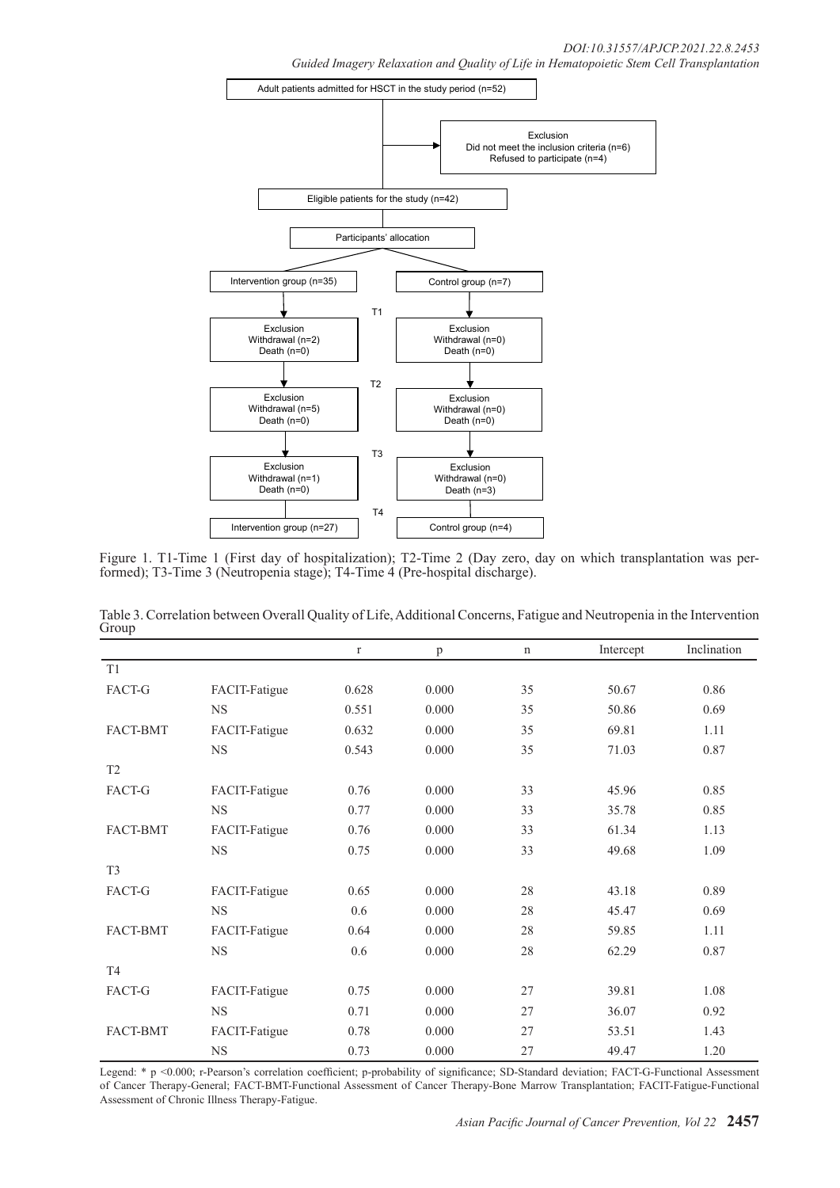Adult patients admitted for HSCT in the study period (n=52)

Exclusion
Did not meet the inclusion criteria (n=6)
Refused to participate (n=4)

Eligible patients for the study (n=42)

Participants' allocation

| Intervention group (n=35) | | Control group (n=7) |
|---|---|---|
| Exclusion Withdrawal (n=2) Death (n=0) | T1 | Exclusion Withdrawal (n=0) Death (n=0) |
| Exclusion Withdrawal (n=5) Death (n=0) | T2 | Exclusion Withdrawal (n=0) Death (n=0) |
| Exclusion Withdrawal (n=1) Death (n=0) | T3 | Exclusion Withdrawal (n=0) Death (n=3) |
| Intervention group (n=27) | T4 | Control group (n=4) |

Figure 1. T1-Time 1 (First day of hospitalization); T2-Time 2 (Day zero, day on which transplantation was performed); T3-Time 3 (Neutropenia stage); T4-Time 4 (Pre-hospital discharge).

Table 3. Correlation between Overall Quality of Life, Additional Concerns, Fatigue and Neutropenia in the Intervention Group

| | | r | p | n | Intercept | Inclination |
|---|---|---|---|---|---|---|
| T1 | | | | | | |
| FACT-G | FACIT-Fatigue | 0.628 | 0.000 | 35 | 50.67 | 0.86 |
| | NS | 0.551 | 0.000 | 35 | 50.86 | 0.69 |
| FACT-BMT | FACIT-Fatigue | 0.632 | 0.000 | 35 | 69.81 | 1.11 |
| | NS | 0.543 | 0.000 | 35 | 71.03 | 0.87 |
| T2 | | | | | | |
| FACT-G | FACIT-Fatigue | 0.76 | 0.000 | 33 | 45.96 | 0.85 |
| | NS | 0.77 | 0.000 | 33 | 35.78 | 0.85 |
| FACT-BMT | FACIT-Fatigue | 0.76 | 0.000 | 33 | 61.34 | 1.13 |
| | NS | 0.75 | 0.000 | 33 | 49.68 | 1.09 |
| T3 | | | | | | |
| FACT-G | FACIT-Fatigue | 0.65 | 0.000 | 28 | 43.18 | 0.89 |
| | NS | 0.6 | 0.000 | 28 | 45.47 | 0.69 |
| FACT-BMT | FACIT-Fatigue | 0.64 | 0.000 | 28 | 59.85 | 1.11 |
| | NS | 0.6 | 0.000 | 28 | 62.29 | 0.87 |
| T4 | | | | | | |
| FACT-G | FACIT-Fatigue | 0.75 | 0.000 | 27 | 39.81 | 1.08 |
| | NS | 0.71 | 0.000 | 27 | 36.07 | 0.92 |
| FACT-BMT | FACIT-Fatigue | 0.78 | 0.000 | 27 | 53.51 | 1.43 |
| | NS | 0.73 | 0.000 | 27 | 49.47 | 1.20 |

Legend: * $p < 0.000$; r-Pearson's correlation coefficient; p-probability of significance; SD-Standard deviation; FACT-G-Functional Assessment of Cancer Therapy-General; FACT-BMT-Functional Assessment of Cancer Therapy-Bone Marrow Transplantation; FACIT-Fatigue-Functional Assessment of Chronic Illness Therapy-Fatigue.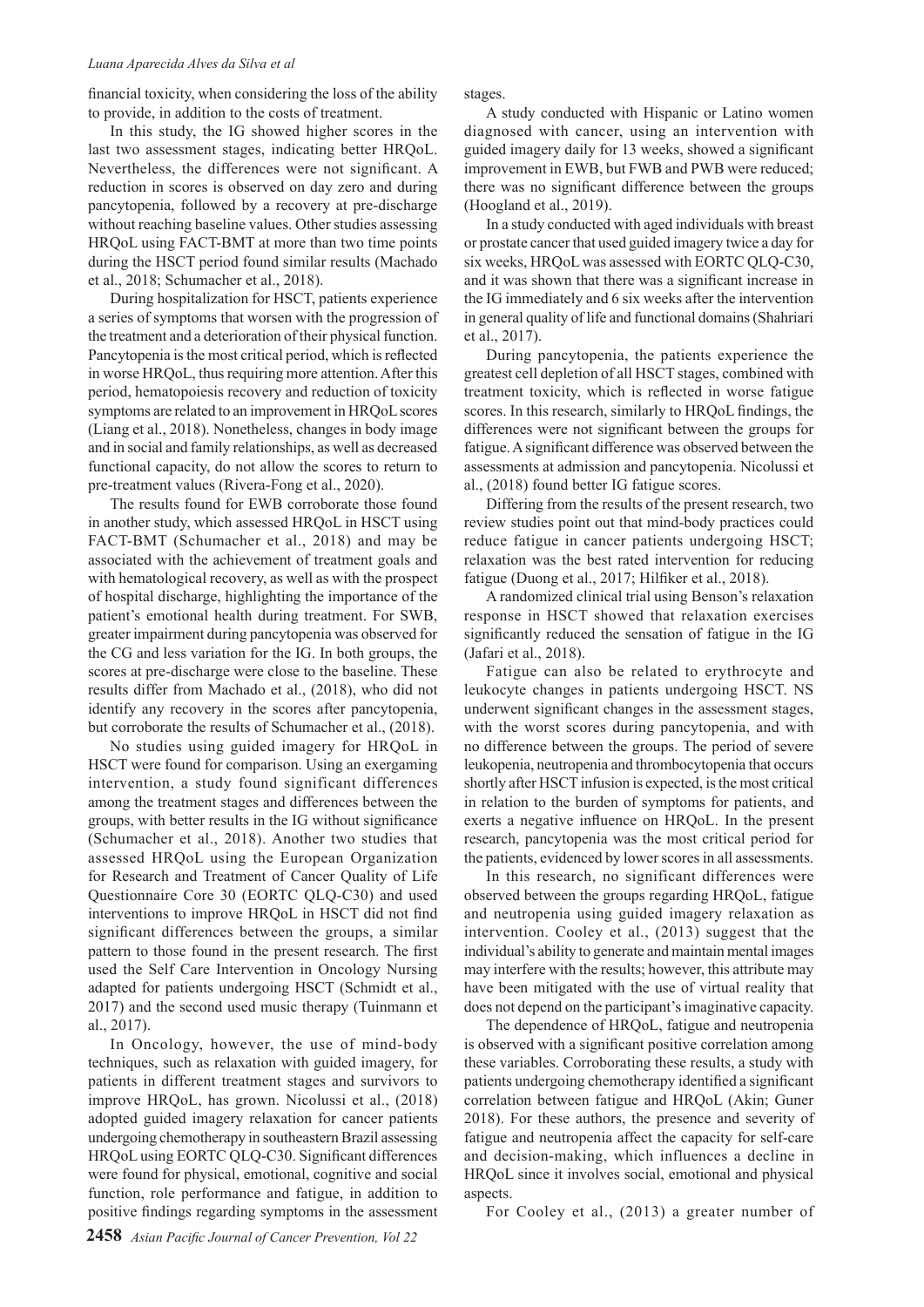financial toxicity, when considering the loss of the ability to provide, in addition to the costs of treatment.

In this study, the IG showed higher scores in the last two assessment stages, indicating better HRQoL. Nevertheless, the differences were not significant. A reduction in scores is observed on day zero and during pancytopenia, followed by a recovery at pre-discharge without reaching baseline values. Other studies assessing HRQoL using FACT-BMT at more than two time points during the HSCT period found similar results (Machado et al., 2018; Schumacher et al., 2018).

During hospitalization for HSCT, patients experience a series of symptoms that worsen with the progression of the treatment and a deterioration of their physical function. Pancytopenia is the most critical period, which is reflected in worse HRQoL, thus requiring more attention. After this period, hematopoiesis recovery and reduction of toxicity symptoms are related to an improvement in HRQoL scores (Liang et al., 2018). Nonetheless, changes in body image and in social and family relationships, as well as decreased functional capacity, do not allow the scores to return to pre-treatment values (Rivera-Fong et al., 2020).

The results found for EWB corroborate those found in another study, which assessed HRQoL in HSCT using FACT-BMT (Schumacher et al., 2018) and may be associated with the achievement of treatment goals and with hematological recovery, as well as with the prospect of hospital discharge, highlighting the importance of the patient's emotional health during treatment. For SWB, greater impairment during pancytopenia was observed for the CG and less variation for the IG. In both groups, the scores at pre-discharge were close to the baseline. These results differ from Machado et al., (2018), who did not identify any recovery in the scores after pancytopenia, but corroborate the results of Schumacher et al., (2018).

No studies using guided imagery for HRQoL in HSCT were found for comparison. Using an exergaming intervention, a study found significant differences among the treatment stages and differences between the groups, with better results in the IG without significance (Schumacher et al., 2018). Another two studies that assessed HRQoL using the European Organization for Research and Treatment of Cancer Quality of Life Questionnaire Core 30 (EORTC QLQ-C30) and used interventions to improve HRQoL in HSCT did not find significant differences between the groups, a similar pattern to those found in the present research. The first used the Self Care Intervention in Oncology Nursing adapted for patients undergoing HSCT (Schmidt et al., 2017) and the second used music therapy (Tuinmann et al., 2017).

In Oncology, however, the use of mind-body techniques, such as relaxation with guided imagery, for patients in different treatment stages and survivors to improve HRQoL, has grown. Nicolussi et al., (2018) adopted guided imagery relaxation for cancer patients undergoing chemotherapy in southeastern Brazil assessing HRQoL using EORTC QLQ-C30. Significant differences were found for physical, emotional, cognitive and social function, role performance and fatigue, in addition to positive findings regarding symptoms in the assessment stages.

A study conducted with Hispanic or Latino women diagnosed with cancer, using an intervention with guided imagery daily for 13 weeks, showed a significant improvement in EWB, but FWB and PWB were reduced; there was no significant difference between the groups (Hoogland et al., 2019).

In a study conducted with aged individuals with breast or prostate cancer that used guided imagery twice a day for six weeks, HRQoL was assessed with EORTC QLQ-C30, and it was shown that there was a significant increase in the IG immediately and 6 six weeks after the intervention in general quality of life and functional domains (Shahriari et al., 2017).

During pancytopenia, the patients experience the greatest cell depletion of all HSCT stages, combined with treatment toxicity, which is reflected in worse fatigue scores. In this research, similarly to HRQoL findings, the differences were not significant between the groups for fatigue. A significant difference was observed between the assessments at admission and pancytopenia. Nicolussi et al., (2018) found better IG fatigue scores.

Differing from the results of the present research, two review studies point out that mind-body practices could reduce fatigue in cancer patients undergoing HSCT; relaxation was the best rated intervention for reducing fatigue (Duong et al., 2017; Hilfiker et al., 2018).

A randomized clinical trial using Benson's relaxation response in HSCT showed that relaxation exercises significantly reduced the sensation of fatigue in the IG (Jafari et al., 2018).

Fatigue can also be related to erythrocyte and leukocyte changes in patients undergoing HSCT. NS underwent significant changes in the assessment stages, with the worst scores during pancytopenia, and with no difference between the groups. The period of severe leukopenia, neutropenia and thrombocytopenia that occurs shortly after HSCT infusion is expected, is the most critical in relation to the burden of symptoms for patients, and exerts a negative influence on HRQoL. In the present research, pancytopenia was the most critical period for the patients, evidenced by lower scores in all assessments.

In this research, no significant differences were observed between the groups regarding HRQoL, fatigue and neutropenia using guided imagery relaxation as intervention. Cooley et al., (2013) suggest that the individual's ability to generate and maintain mental images may interfere with the results; however, this attribute may have been mitigated with the use of virtual reality that does not depend on the participant's imaginative capacity.

The dependence of HRQoL, fatigue and neutropenia is observed with a significant positive correlation among these variables. Corroborating these results, a study with patients undergoing chemotherapy identified a significant correlation between fatigue and HRQoL (Akin; Guner 2018). For these authors, the presence and severity of fatigue and neutropenia affect the capacity for self-care and decision-making, which influences a decline in HRQoL since it involves social, emotional and physical aspects.

For Cooley et al., (2013) a greater number of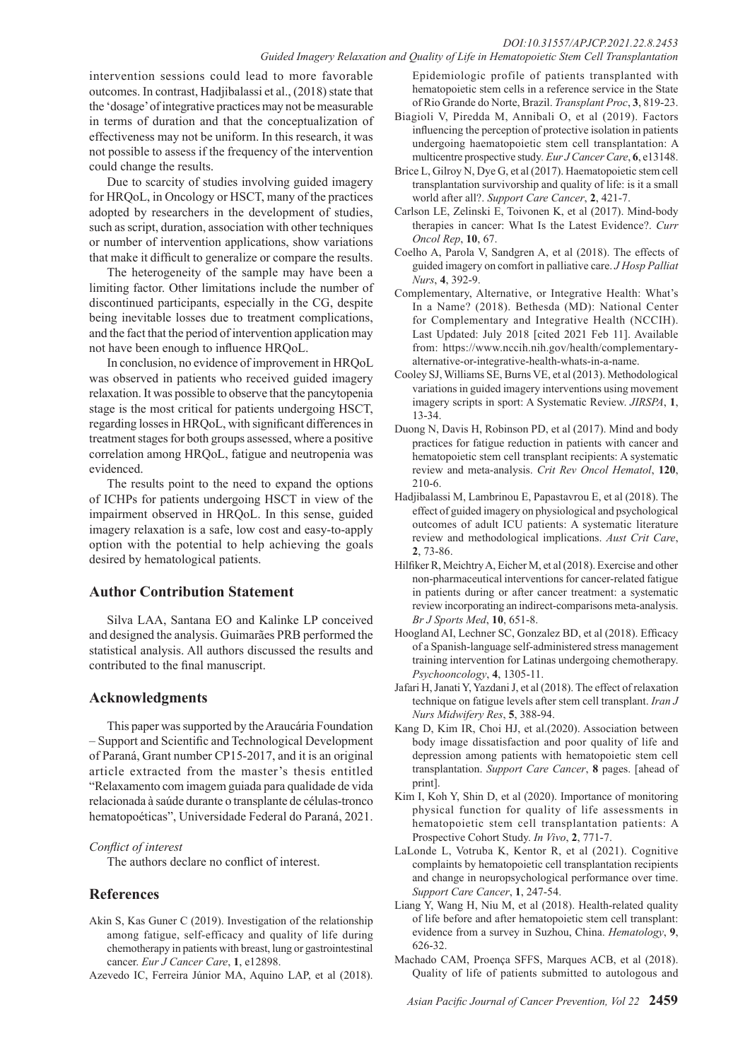intervention sessions could lead to more favorable outcomes. In contrast, Hadjibalassi et al., (2018) state that the 'dosage' of integrative practices may not be measurable in terms of duration and that the conceptualization of effectiveness may not be uniform. In this research, it was not possible to assess if the frequency of the intervention could change the results.

Due to scarcity of studies involving guided imagery for HRQoL, in Oncology or HSCT, many of the practices adopted by researchers in the development of studies, such as script, duration, association with other techniques or number of intervention applications, show variations that make it difficult to generalize or compare the results.

The heterogeneity of the sample may have been a limiting factor. Other limitations include the number of discontinued participants, especially in the CG, despite being inevitable losses due to treatment complications, and the fact that the period of intervention application may not have been enough to influence HRQoL.

In conclusion, no evidence of improvement in HRQoL was observed in patients who received guided imagery relaxation. It was possible to observe that the pancytopenia stage is the most critical for patients undergoing HSCT, regarding losses in HRQoL, with significant differences in treatment stages for both groups assessed, where a positive correlation among HRQoL, fatigue and neutropenia was evidenced.

The results point to the need to expand the options of ICHPs for patients undergoing HSCT in view of the impairment observed in HRQoL. In this sense, guided imagery relaxation is a safe, low cost and easy-to-apply option with the potential to help achieving the goals desired by hematological patients.

## Author Contribution Statement

Silva LAA, Santana EO and Kalinke LP conceived and designed the analysis. Guimarães PRB performed the statistical analysis. All authors discussed the results and contributed to the final manuscript.

## Acknowledgments

This paper was supported by the Araucária Foundation – Support and Scientific and Technological Development of Paraná, Grant number CP15-2017, and it is an original article extracted from the master's thesis entitled "Relaxamento com imagem guiada para qualidade de vida relacionada à saúde durante o transplante de células-tronco hematopoéticas", Universidade Federal do Paraná, 2021.

*Conflict of interest*

The authors declare no conflict of interest.

## References

Akin S, Kas Guner C (2019). Investigation of the relationship among fatigue, self-efficacy and quality of life during chemotherapy in patients with breast, lung or gastrointestinal cancer. *Eur J Cancer Care*, **1**, e12898.

Azevedo IC, Ferreira Júnior MA, Aquino LAP, et al (2018). Epidemiologic profile of patients transplanted with hematopoietic stem cells in a reference service in the State of Rio Grande do Norte, Brazil. *Transplant Proc*, **3**, 819-23.

Biagioli V, Piredda M, Annibali O, et al (2019). Factors influencing the perception of protective isolation in patients undergoing haematopoietic stem cell transplantation: A multicentre prospective study. *Eur J Cancer Care*, **6**, e13148.

Brice L, Gilroy N, Dye G, et al (2017). Haematopoietic stem cell transplantation survivorship and quality of life: is it a small world after all?. *Support Care Cancer*, **2**, 421-7.

Carlson LE, Zelinski E, Toivonen K, et al (2017). Mind-body therapies in cancer: What Is the Latest Evidence?. *Curr Oncol Rep*, **10**, 67.

Coelho A, Parola V, Sandgren A, et al (2018). The effects of guided imagery on comfort in palliative care. *J Hosp Palliat Nurs*, **4**, 392-9.

Complementary, Alternative, or Integrative Health: What's In a Name? (2018). Bethesda (MD): National Center for Complementary and Integrative Health (NCCIH). Last Updated: July 2018 [cited 2021 Feb 11]. Available from: https://www.nccih.nih.gov/health/complementary-alternative-or-integrative-health-whats-in-a-name.

Cooley SJ, Williams SE, Burns VE, et al (2013). Methodological variations in guided imagery interventions using movement imagery scripts in sport: A Systematic Review. *JIRSPA*, **1**, 13-34.

Duong N, Davis H, Robinson PD, et al (2017). Mind and body practices for fatigue reduction in patients with cancer and hematopoietic stem cell transplant recipients: A systematic review and meta-analysis. *Crit Rev Oncol Hematol*, **120**, 210-6.

Hadjibalassi M, Lambrinou E, Papastavrou E, et al (2018). The effect of guided imagery on physiological and psychological outcomes of adult ICU patients: A systematic literature review and methodological implications. *Aust Crit Care*, **2**, 73-86.

Hilfiker R, Meichtry A, Eicher M, et al (2018). Exercise and other non-pharmaceutical interventions for cancer-related fatigue in patients during or after cancer treatment: a systematic review incorporating an indirect-comparisons meta-analysis. *Br J Sports Med*, **10**, 651-8.

Hoogland AI, Lechner SC, Gonzalez BD, et al (2018). Efficacy of a Spanish-language self-administered stress management training intervention for Latinas undergoing chemotherapy. *Psychooncology*, **4**, 1305-11.

Jafari H, Janati Y, Yazdani J, et al (2018). The effect of relaxation technique on fatigue levels after stem cell transplant. *Iran J Nurs Midwifery Res*, **5**, 388-94.

Kang D, Kim IR, Choi HJ, et al.(2020). Association between body image dissatisfaction and poor quality of life and depression among patients with hematopoietic stem cell transplantation. *Support Care Cancer*, **8** pages. [ahead of print].

Kim I, Koh Y, Shin D, et al (2020). Importance of monitoring physical function for quality of life assessments in hematopoietic stem cell transplantation patients: A Prospective Cohort Study. *In Vivo*, **2**, 771-7.

LaLonde L, Votruba K, Kentor R, et al (2021). Cognitive complaints by hematopoietic cell transplantation recipients and change in neuropsychological performance over time. *Support Care Cancer*, **1**, 247-54.

Liang Y, Wang H, Niu M, et al (2018). Health-related quality of life before and after hematopoietic stem cell transplant: evidence from a survey in Suzhou, China. *Hematology*, **9**, 626-32.

Machado CAM, Proença SFFS, Marques ACB, et al (2018). Quality of life of patients submitted to autologous and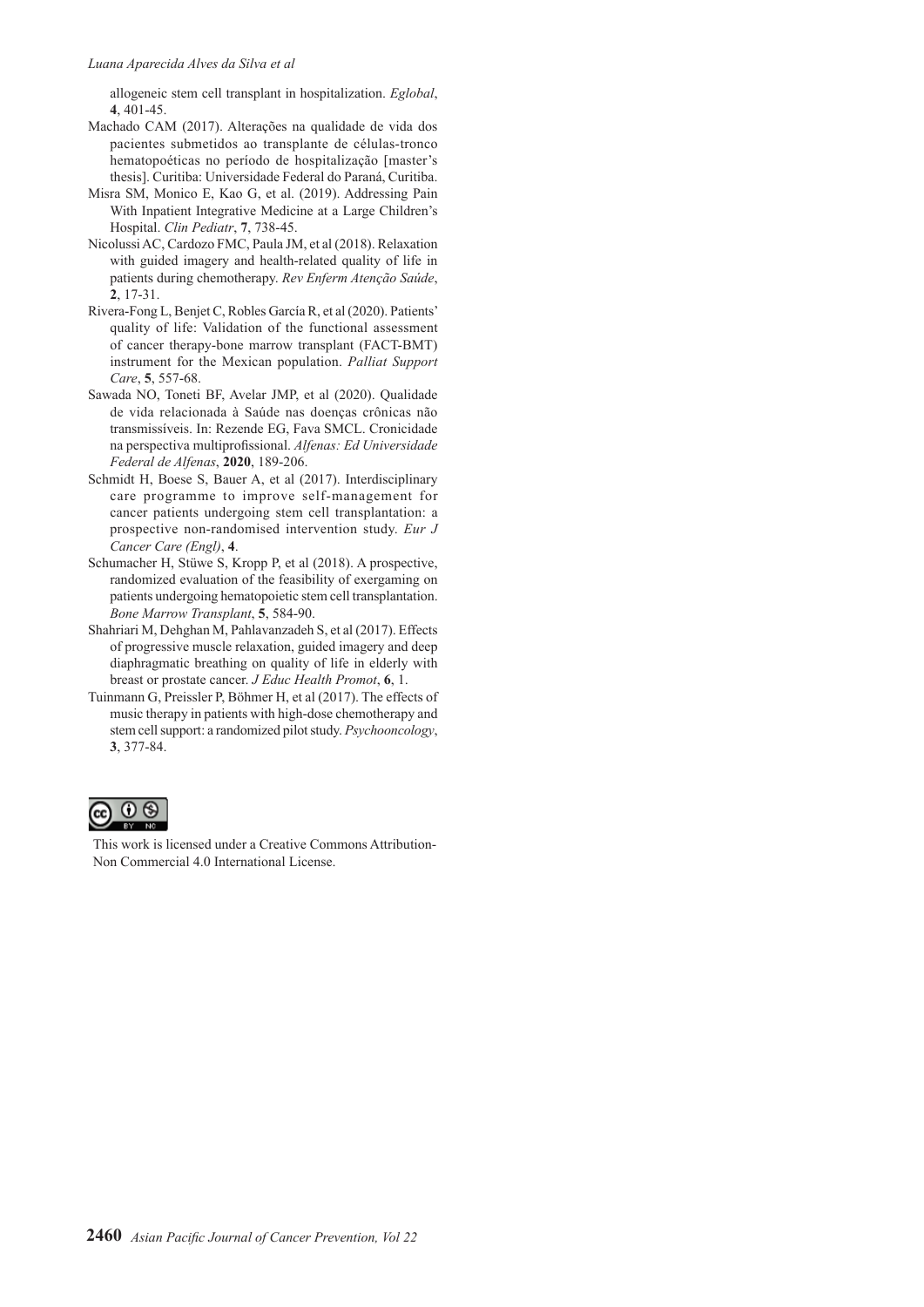allogeneic stem cell transplant in hospitalization. *Eglobal*, **4**, 401-45.

Machado CAM (2017). Alterações na qualidade de vida dos pacientes submetidos ao transplante de células-tronco hematopoéticas no período de hospitalização [master's thesis]. Curitiba: Universidade Federal do Paraná, Curitiba.

Misra SM, Monico E, Kao G, et al. (2019). Addressing Pain With Inpatient Integrative Medicine at a Large Children's Hospital. *Clin Pediatr*, **7**, 738-45.

Nicolussi AC, Cardozo FMC, Paula JM, et al (2018). Relaxation with guided imagery and health-related quality of life in patients during chemotherapy. *Rev Enferm Atenção Saúde*, **2**, 17-31.

Rivera-Fong L, Benjet C, Robles García R, et al (2020). Patients' quality of life: Validation of the functional assessment of cancer therapy-bone marrow transplant (FACT-BMT) instrument for the Mexican population. *Palliat Support Care*, **5**, 557-68.

Sawada NO, Toneti BF, Avelar JMP, et al (2020). Qualidade de vida relacionada à Saúde nas doenças crônicas não transmissíveis. In: Rezende EG, Fava SMCL. Cronicidade na perspectiva multiprofissional. *Alfenas: Ed Universidade Federal de Alfenas*, **2020**, 189-206.

Schmidt H, Boese S, Bauer A, et al (2017). Interdisciplinary care programme to improve self-management for cancer patients undergoing stem cell transplantation: a prospective non-randomised intervention study. *Eur J Cancer Care (Engl)*, **4**.

Schumacher H, Stüwe S, Kropp P, et al (2018). A prospective, randomized evaluation of the feasibility of exergaming on patients undergoing hematopoietic stem cell transplantation. *Bone Marrow Transplant*, **5**, 584-90.

Shahriari M, Dehghan M, Pahlavanzadeh S, et al (2017). Effects of progressive muscle relaxation, guided imagery and deep diaphragmatic breathing on quality of life in elderly with breast or prostate cancer. *J Educ Health Promot*, **6**, 1.

Tuinmann G, Preissler P, Böhmer H, et al (2017). The effects of music therapy in patients with high-dose chemotherapy and stem cell support: a randomized pilot study. *Psychooncology*, **3**, 377-84.

This work is licensed under a Creative Commons Attribution-Non Commercial 4.0 International License.